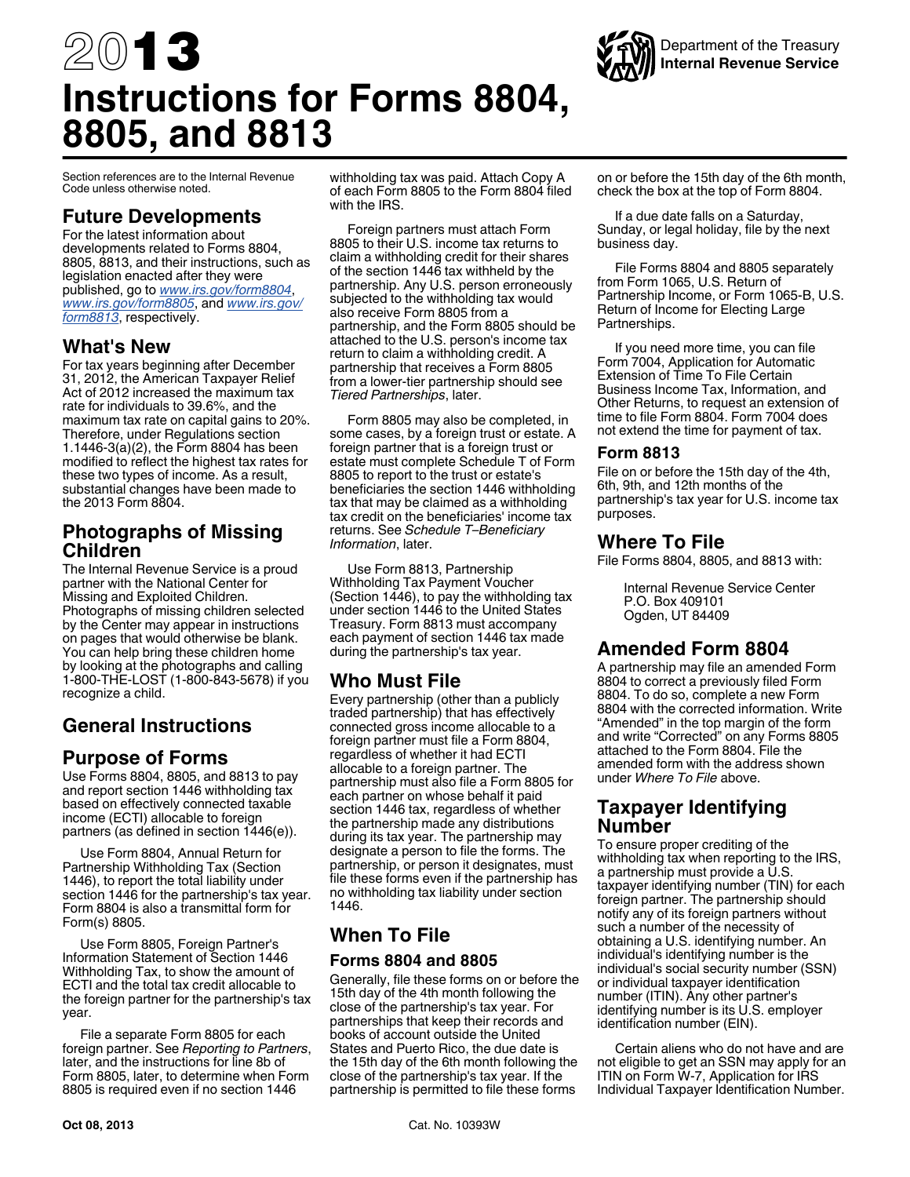# 2013 Instructions for Forms 8804, 8805, and 8813

Department of the Treasury
**Internal Revenue Service**

Section references are to the Internal Revenue Code unless otherwise noted.

## Future Developments

For the latest information about developments related to Forms 8804, 8805, 8813, and their instructions, such as legislation enacted after they were published, go to *www.irs.gov/form8804*, *www.irs.gov/form8805*, and *www.irs.gov/form8813*, respectively.

## What's New

For tax years beginning after December 31, 2012, the American Taxpayer Relief Act of 2012 increased the maximum tax rate for individuals to 39.6%, and the maximum tax rate on capital gains to 20%. Therefore, under Regulations section 1.1446-3(a)(2), the Form 8804 has been modified to reflect the highest tax rates for these two types of income. As a result, substantial changes have been made to the 2013 Form 8804.

## Photographs of Missing Children

The Internal Revenue Service is a proud partner with the National Center for Missing and Exploited Children. Photographs of missing children selected by the Center may appear in instructions on pages that would otherwise be blank. You can help bring these children home by looking at the photographs and calling 1-800-THE-LOST (1-800-843-5678) if you recognize a child.

## General Instructions

## Purpose of Forms

Use Forms 8804, 8805, and 8813 to pay and report section 1446 withholding tax based on effectively connected taxable income (ECTI) allocable to foreign partners (as defined in section 1446(e)).

Use Form 8804, Annual Return for Partnership Withholding Tax (Section 1446), to report the total liability under section 1446 for the partnership's tax year. Form 8804 is also a transmittal form for Form(s) 8805.

Use Form 8805, Foreign Partner's Information Statement of Section 1446 Withholding Tax, to show the amount of ECTI and the total tax credit allocable to the foreign partner for the partnership's tax year.

File a separate Form 8805 for each foreign partner. See *Reporting to Partners*, later, and the instructions for line 8b of Form 8805, later, to determine when Form 8805 is required even if no section 1446 withholding tax was paid. Attach Copy A of each Form 8805 to the Form 8804 filed with the IRS.

Foreign partners must attach Form 8805 to their U.S. income tax returns to claim a withholding credit for their shares of the section 1446 tax withheld by the partnership. Any U.S. person erroneously subjected to the withholding tax would also receive Form 8805 from a partnership, and the Form 8805 should be attached to the U.S. person's income tax return to claim a withholding credit. A partnership that receives a Form 8805 from a lower-tier partnership should see *Tiered Partnerships*, later.

Form 8805 may also be completed, in some cases, by a foreign trust or estate. A foreign partner that is a foreign trust or estate must complete Schedule T of Form 8805 to report to the trust or estate's beneficiaries the section 1446 withholding tax that may be claimed as a withholding tax credit on the beneficiaries' income tax returns. See *Schedule T–Beneficiary Information*, later.

Use Form 8813, Partnership Withholding Tax Payment Voucher (Section 1446), to pay the withholding tax under section 1446 to the United States Treasury. Form 8813 must accompany each payment of section 1446 tax made during the partnership's tax year.

## Who Must File

Every partnership (other than a publicly traded partnership) that has effectively connected gross income allocable to a foreign partner must file a Form 8804, regardless of whether it had ECTI allocable to a foreign partner. The partnership must also file a Form 8805 for each partner on whose behalf it paid section 1446 tax, regardless of whether the partnership made any distributions during its tax year. The partnership may designate a person to file the forms. The partnership, or person it designates, must file these forms even if the partnership has no withholding tax liability under section 1446.

## When To File

### Forms 8804 and 8805

Generally, file these forms on or before the 15th day of the 4th month following the close of the partnership's tax year. For partnerships that keep their records and books of account outside the United States and Puerto Rico, the due date is the 15th day of the 6th month following the close of the partnership's tax year. If the partnership is permitted to file these forms on or before the 15th day of the 6th month, check the box at the top of Form 8804.

If a due date falls on a Saturday, Sunday, or legal holiday, file by the next business day.

File Forms 8804 and 8805 separately from Form 1065, U.S. Return of Partnership Income, or Form 1065-B, U.S. Return of Income for Electing Large Partnerships.

If you need more time, you can file Form 7004, Application for Automatic Extension of Time To File Certain Business Income Tax, Information, and Other Returns, to request an extension of time to file Form 8804. Form 7004 does not extend the time for payment of tax.

### Form 8813

File on or before the 15th day of the 4th, 6th, 9th, and 12th months of the partnership's tax year for U.S. income tax purposes.

## Where To File

File Forms 8804, 8805, and 8813 with:

Internal Revenue Service Center
P.O. Box 409101
Ogden, UT 84409

## Amended Form 8804

A partnership may file an amended Form 8804 to correct a previously filed Form 8804. To do so, complete a new Form 8804 with the corrected information. Write "Amended" in the top margin of the form and write "Corrected" on any Forms 8805 attached to the Form 8804. File the amended form with the address shown under *Where To File* above.

## Taxpayer Identifying Number

To ensure proper crediting of the withholding tax when reporting to the IRS, a partnership must provide a U.S. taxpayer identifying number (TIN) for each foreign partner. The partnership should notify any of its foreign partners without such a number of the necessity of obtaining a U.S. identifying number. An individual's identifying number is the individual's social security number (SSN) or individual taxpayer identification number (ITIN). Any other partner's identifying number is its U.S. employer identification number (EIN).

Certain aliens who do not have and are not eligible to get an SSN may apply for an ITIN on Form W-7, Application for IRS Individual Taxpayer Identification Number.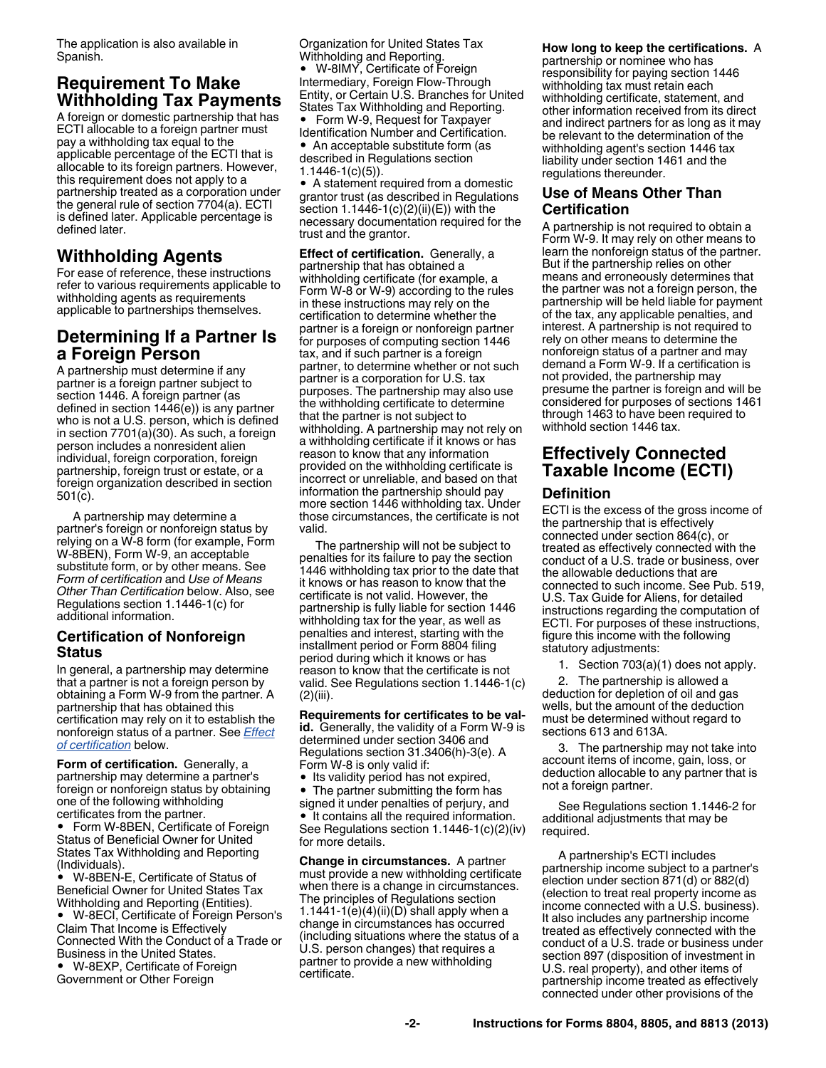The application is also available in Spanish.

## Requirement To Make Withholding Tax Payments

A foreign or domestic partnership that has ECTI allocable to a foreign partner must pay a withholding tax equal to the applicable percentage of the ECTI that is allocable to its foreign partners. However, this requirement does not apply to a partnership treated as a corporation under the general rule of section 7704(a). ECTI is defined later. Applicable percentage is defined later.

## Withholding Agents

For ease of reference, these instructions refer to various requirements applicable to withholding agents as requirements applicable to partnerships themselves.

## Determining If a Partner Is a Foreign Person

A partnership must determine if any partner is a foreign partner subject to section 1446. A foreign partner (as defined in section 1446(e)) is any partner who is not a U.S. person, which is defined in section 7701(a)(30). As such, a foreign person includes a nonresident alien individual, foreign corporation, foreign partnership, foreign trust or estate, or a foreign organization described in section 501(c).

A partnership may determine a partner's foreign or nonforeign status by relying on a W-8 form (for example, Form W-8BEN), Form W-9, an acceptable substitute form, or by other means. See *Form of certification* and *Use of Means Other Than Certification* below. Also, see Regulations section 1.1446-1(c) for additional information.

### Certification of Nonforeign Status

In general, a partnership may determine that a partner is not a foreign person by obtaining a Form W-9 from the partner. A partnership that has obtained this certification may rely on it to establish the nonforeign status of a partner. See *Effect of certification* below.

**Form of certification.** Generally, a partnership may determine a partner's foreign or nonforeign status by obtaining one of the following withholding certificates from the partner.

- Form W-8BEN, Certificate of Foreign Status of Beneficial Owner for United States Tax Withholding and Reporting (Individuals).
- W-8BEN-E, Certificate of Status of Beneficial Owner for United States Tax Withholding and Reporting (Entities).
- W-8ECI, Certificate of Foreign Person's Claim That Income is Effectively Connected With the Conduct of a Trade or Business in the United States.
- W-8EXP, Certificate of Foreign Government or Other Foreign Organization for United States Tax Withholding and Reporting.
- W-8IMY, Certificate of Foreign Intermediary, Foreign Flow-Through Entity, or Certain U.S. Branches for United States Tax Withholding and Reporting.
- Form W-9, Request for Taxpayer Identification Number and Certification.
- An acceptable substitute form (as described in Regulations section 1.1446-1(c)(5)).
- A statement required from a domestic grantor trust (as described in Regulations section 1.1446-1(c)(2)(ii)(E)) with the necessary documentation required for the trust and the grantor.

**Effect of certification.** Generally, a partnership that has obtained a withholding certificate (for example, a Form W-8 or W-9) according to the rules in these instructions may rely on the certification to determine whether the partner is a foreign or nonforeign partner for purposes of computing section 1446 tax, and if such partner is a foreign partner, to determine whether or not such partner is a corporation for U.S. tax purposes. The partnership may also use the withholding certificate to determine that the partner is not subject to withholding. A partnership may not rely on a withholding certificate if it knows or has reason to know that any information provided on the withholding certificate is incorrect or unreliable, and based on that information the partnership should pay more section 1446 withholding tax. Under those circumstances, the certificate is not valid.

The partnership will not be subject to penalties for its failure to pay the section 1446 withholding tax prior to the date that it knows or has reason to know that the certificate is not valid. However, the partnership is fully liable for section 1446 withholding tax for the year, as well as penalties and interest, starting with the installment period or Form 8804 filing period during which it knows or has reason to know that the certificate is not valid. See Regulations section 1.1446-1(c)(2)(iii).

**Requirements for certificates to be valid.** Generally, the validity of a Form W-9 is determined under section 3406 and Regulations section 31.3406(h)-3(e). A Form W-8 is only valid if:

- Its validity period has not expired,
- The partner submitting the form has signed it under penalties of perjury, and
- It contains all the required information.

See Regulations section 1.1446-1(c)(2)(iv) for more details.

**Change in circumstances.** A partner must provide a new withholding certificate when there is a change in circumstances. The principles of Regulations section 1.1441-1(e)(4)(ii)(D) shall apply when a change in circumstances has occurred (including situations where the status of a U.S. person changes) that requires a partner to provide a new withholding certificate.

**How long to keep the certifications.** A partnership or nominee who has responsibility for paying section 1446 withholding tax must retain each withholding certificate, statement, and other information received from its direct and indirect partners for as long as it may be relevant to the determination of the withholding agent's section 1446 tax liability under section 1461 and the regulations thereunder.

### Use of Means Other Than Certification

A partnership is not required to obtain a Form W-9. It may rely on other means to learn the nonforeign status of the partner. But if the partnership relies on other means and erroneously determines that the partner was not a foreign person, the partnership will be held liable for payment of the tax, any applicable penalties, and interest. A partnership is not required to rely on other means to determine the nonforeign status of a partner and may demand a Form W-9. If a certification is not provided, the partnership may presume the partner is foreign and will be considered for purposes of sections 1461 through 1463 to have been required to withhold section 1446 tax.

## Effectively Connected Taxable Income (ECTI)

### Definition

ECTI is the excess of the gross income of the partnership that is effectively connected under section 864(c), or treated as effectively connected with the conduct of a U.S. trade or business, over the allowable deductions that are connected to such income. See Pub. 519, U.S. Tax Guide for Aliens, for detailed instructions regarding the computation of ECTI. For purposes of these instructions, figure this income with the following statutory adjustments:

1. Section 703(a)(1) does not apply.
2. The partnership is allowed a deduction for depletion of oil and gas wells, but the amount of the deduction must be determined without regard to sections 613 and 613A.
3. The partnership may not take into account items of income, gain, loss, or deduction allocable to any partner that is not a foreign partner.

See Regulations section 1.1446-2 for additional adjustments that may be required.

A partnership's ECTI includes partnership income subject to a partner's election under section 871(d) or 882(d) (election to treat real property income as income connected with a U.S. business). It also includes any partnership income treated as effectively connected with the conduct of a U.S. trade or business under section 897 (disposition of investment in U.S. real property), and other items of partnership income treated as effectively connected under other provisions of the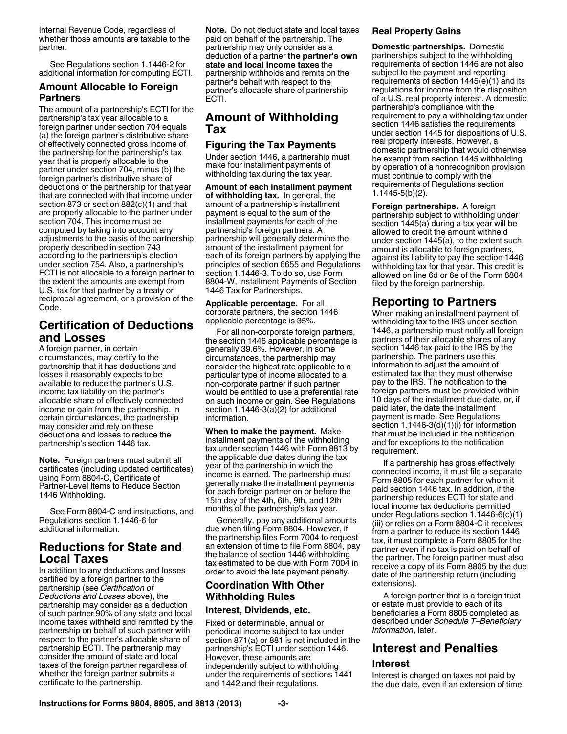Internal Revenue Code, regardless of whether those amounts are taxable to the partner.

See Regulations section 1.1446-2 for additional information for computing ECTI.

### Amount Allocable to Foreign Partners

The amount of a partnership's ECTI for the partnership's tax year allocable to a foreign partner under section 704 equals (a) the foreign partner's distributive share of effectively connected gross income of the partnership for the partnership's tax year that is properly allocable to the partner under section 704, minus (b) the foreign partner's distributive share of deductions of the partnership for that year that are connected with that income under section 873 or section 882(c)(1) and that are properly allocable to the partner under section 704. This income must be computed by taking into account any adjustments to the basis of the partnership property described in section 743 according to the partnership's election under section 754. Also, a partnership's ECTI is not allocable to a foreign partner to the extent the amounts are exempt from U.S. tax for that partner by a treaty or reciprocal agreement, or a provision of the Code.

## Certification of Deductions and Losses

A foreign partner, in certain circumstances, may certify to the partnership that it has deductions and losses it reasonably expects to be available to reduce the partner's U.S. income tax liability on the partner's allocable share of effectively connected income or gain from the partnership. In certain circumstances, the partnership may consider and rely on these deductions and losses to reduce the partnership's section 1446 tax.

**Note.** Foreign partners must submit all certificates (including updated certificates) using Form 8804-C, Certificate of Partner-Level Items to Reduce Section 1446 Withholding.

See Form 8804-C and instructions, and Regulations section 1.1446-6 for additional information.

## Reductions for State and Local Taxes

In addition to any deductions and losses certified by a foreign partner to the partnership (see *Certification of Deductions and Losses* above), the partnership may consider as a deduction of such partner 90% of any state and local income taxes withheld and remitted by the partnership on behalf of such partner with respect to the partner's allocable share of partnership ECTI. The partnership may consider the amount of state and local taxes of the foreign partner regardless of whether the foreign partner submits a certificate to the partnership.

**Note.** Do not deduct state and local taxes paid on behalf of the partnership. The partnership may only consider as a deduction of a partner **the partner's own state and local income taxes** the partnership withholds and remits on the partner's behalf with respect to the partner's allocable share of partnership ECTI.

## Amount of Withholding Tax

### Figuring the Tax Payments

Under section 1446, a partnership must make four installment payments of withholding tax during the tax year.

**Amount of each installment payment of withholding tax.** In general, the amount of a partnership's installment payment is equal to the sum of the installment payments for each of the partnership's foreign partners. A partnership will generally determine the amount of the installment payment for each of its foreign partners by applying the principles of section 6655 and Regulations section 1.1446-3. To do so, use Form 8804-W, Installment Payments of Section 1446 Tax for Partnerships.

**Applicable percentage.** For all corporate partners, the section 1446 applicable percentage is 35%.

For all non-corporate foreign partners, the section 1446 applicable percentage is generally 39.6%. However, in some circumstances, the partnership may consider the highest rate applicable to a particular type of income allocated to a non-corporate partner if such partner would be entitled to use a preferential rate on such income or gain. See Regulations section 1.1446-3(a)(2) for additional information.

**When to make the payment.** Make installment payments of the withholding tax under section 1446 with Form 8813 by the applicable due dates during the tax year of the partnership in which the income is earned. The partnership must generally make the installment payments for each foreign partner on or before the 15th day of the 4th, 6th, 9th, and 12th months of the partnership's tax year.

Generally, pay any additional amounts due when filing Form 8804. However, if the partnership files Form 7004 to request an extension of time to file Form 8804, pay the balance of section 1446 withholding tax estimated to be due with Form 7004 in order to avoid the late payment penalty.

### Coordination With Other Withholding Rules

#### Interest, Dividends, etc.

Fixed or determinable, annual or periodical income subject to tax under section 871(a) or 881 is not included in the partnership's ECTI under section 1446. However, these amounts are independently subject to withholding under the requirements of sections 1441 and 1442 and their regulations.

#### Real Property Gains

**Domestic partnerships.** Domestic partnerships subject to the withholding requirements of section 1446 are not also subject to the payment and reporting requirements of section 1445(e)(1) and its regulations for income from the disposition of a U.S. real property interest. A domestic partnership's compliance with the requirement to pay a withholding tax under section 1446 satisfies the requirements under section 1445 for dispositions of U.S. real property interests. However, a domestic partnership that would otherwise be exempt from section 1445 withholding by operation of a nonrecognition provision must continue to comply with the requirements of Regulations section 1.1445-5(b)(2).

**Foreign partnerships.** A foreign partnership subject to withholding under section 1445(a) during a tax year will be allowed to credit the amount withheld under section 1445(a), to the extent such amount is allocable to foreign partners, against its liability to pay the section 1446 withholding tax for that year. This credit is allowed on line 6d or 6e of the Form 8804 filed by the foreign partnership.

## Reporting to Partners

When making an installment payment of withholding tax to the IRS under section 1446, a partnership must notify all foreign partners of their allocable shares of any section 1446 tax paid to the IRS by the partnership. The partners use this information to adjust the amount of estimated tax that they must otherwise pay to the IRS. The notification to the foreign partners must be provided within 10 days of the installment due date, or, if paid later, the date the installment payment is made. See Regulations section 1.1446-3(d)(1)(i) for information that must be included in the notification and for exceptions to the notification requirement.

If a partnership has gross effectively connected income, it must file a separate Form 8805 for each partner for whom it paid section 1446 tax. In addition, if the partnership reduces ECTI for state and local income tax deductions permitted under Regulations section 1.1446-6(c)(1)(iii) or relies on a Form 8804-C it receives from a partner to reduce its section 1446 tax, it must complete a Form 8805 for the partner even if no tax is paid on behalf of the partner. The foreign partner must also receive a copy of its Form 8805 by the due date of the partnership return (including extensions).

A foreign partner that is a foreign trust or estate must provide to each of its beneficiaries a Form 8805 completed as described under *Schedule T–Beneficiary Information*, later.

## Interest and Penalties

### Interest

Interest is charged on taxes not paid by the due date, even if an extension of time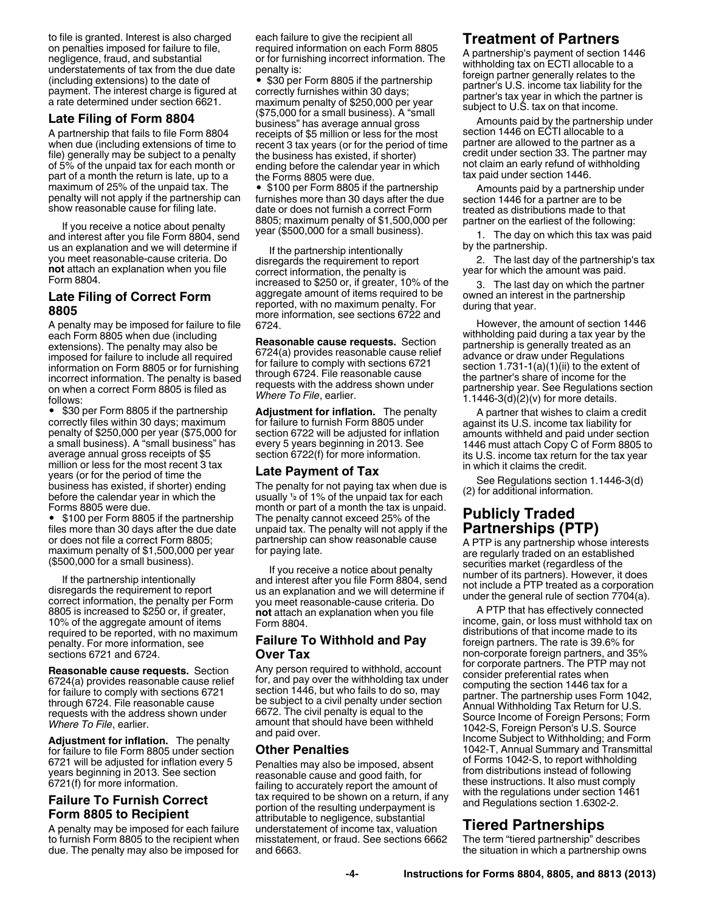to file is granted. Interest is also charged on penalties imposed for failure to file, negligence, fraud, and substantial understatements of tax from the due date (including extensions) to the date of payment. The interest charge is figured at a rate determined under section 6621.

### Late Filing of Form 8804

A partnership that fails to file Form 8804 when due (including extensions of time to file) generally may be subject to a penalty of 5% of the unpaid tax for each month or part of a month the return is late, up to a maximum of 25% of the unpaid tax. The penalty will not apply if the partnership can show reasonable cause for filing late.

If you receive a notice about penalty and interest after you file Form 8804, send us an explanation and we will determine if you meet reasonable-cause criteria. Do **not** attach an explanation when you file Form 8804.

### Late Filing of Correct Form 8805

A penalty may be imposed for failure to file each Form 8805 when due (including extensions). The penalty may also be imposed for failure to include all required information on Form 8805 or for furnishing incorrect information. The penalty is based on when a correct Form 8805 is filed as follows:

- $30 per Form 8805 if the partnership correctly files within 30 days; maximum penalty of $250,000 per year ($75,000 for a small business). A "small business" has average annual gross receipts of $5 million or less for the most recent 3 tax years (or for the period of time the business has existed, if shorter) ending before the calendar year in which the Forms 8805 were due.
- $100 per Form 8805 if the partnership files more than 30 days after the due date or does not file a correct Form 8805; maximum penalty of $1,500,000 per year ($500,000 for a small business).

If the partnership intentionally disregards the requirement to report correct information, the penalty per Form 8805 is increased to $250 or, if greater, 10% of the aggregate amount of items required to be reported, with no maximum penalty. For more information, see sections 6721 and 6724.

**Reasonable cause requests.** Section 6724(a) provides reasonable cause relief for failure to comply with sections 6721 through 6724. File reasonable cause requests with the address shown under *Where To File*, earlier.

**Adjustment for inflation.** The penalty for failure to file Form 8805 under section 6721 will be adjusted for inflation every 5 years beginning in 2013. See section 6721(f) for more information.

### Failure To Furnish Correct Form 8805 to Recipient

A penalty may be imposed for each failure to furnish Form 8805 to the recipient when due. The penalty may also be imposed for each failure to give the recipient all required information on each Form 8805 or for furnishing incorrect information. The penalty is:

- $30 per Form 8805 if the partnership correctly furnishes within 30 days; maximum penalty of $250,000 per year ($75,000 for a small business). A "small business" has average annual gross receipts of $5 million or less for the most recent 3 tax years (or for the period of time the business has existed, if shorter) ending before the calendar year in which the Forms 8805 were due.
- $100 per Form 8805 if the partnership furnishes more than 30 days after the due date or does not furnish a correct Form 8805; maximum penalty of $1,500,000 per year ($500,000 for a small business).

If the partnership intentionally disregards the requirement to report correct information, the penalty is increased to $250 or, if greater, 10% of the aggregate amount of items required to be reported, with no maximum penalty. For more information, see sections 6722 and 6724.

**Reasonable cause requests.** Section 6724(a) provides reasonable cause relief for failure to comply with sections 6721 through 6724. File reasonable cause requests with the address shown under *Where To File*, earlier.

**Adjustment for inflation.** The penalty for failure to furnish Form 8805 under section 6722 will be adjusted for inflation every 5 years beginning in 2013. See section 6722(f) for more information.

### Late Payment of Tax

The penalty for not paying tax when due is usually ½ of 1% of the unpaid tax for each month or part of a month the tax is unpaid. The penalty cannot exceed 25% of the unpaid tax. The penalty will not apply if the partnership can show reasonable cause for paying late.

If you receive a notice about penalty and interest after you file Form 8804, send us an explanation and we will determine if you meet reasonable-cause criteria. Do **not** attach an explanation when you file Form 8804.

### Failure To Withhold and Pay Over Tax

Any person required to withhold, account for, and pay over the withholding tax under section 1446, but who fails to do so, may be subject to a civil penalty under section 6672. The civil penalty is equal to the amount that should have been withheld and paid over.

### Other Penalties

Penalties may also be imposed, absent reasonable cause and good faith, for failing to accurately report the amount of tax required to be shown on a return, if any portion of the resulting underpayment is attributable to negligence, substantial understatement of income tax, valuation misstatement, or fraud. See sections 6662 and 6663.

## Treatment of Partners

A partnership's payment of section 1446 withholding tax on ECTI allocable to a foreign partner generally relates to the partner's U.S. income tax liability for the partner's tax year in which the partner is subject to U.S. tax on that income.

Amounts paid by the partnership under section 1446 on ECTI allocable to a partner are allowed to the partner as a credit under section 33. The partner may not claim an early refund of withholding tax paid under section 1446.

Amounts paid by a partnership under section 1446 for a partner are to be treated as distributions made to that partner on the earliest of the following:

1. The day on which this tax was paid by the partnership.
2. The last day of the partnership's tax year for which the amount was paid.
3. The last day on which the partner owned an interest in the partnership during that year.

However, the amount of section 1446 withholding paid during a tax year by the partnership is generally treated as an advance or draw under Regulations section 1.731-1(a)(1)(ii) to the extent of the partner's share of income for the partnership year. See Regulations section 1.1446-3(d)(2)(v) for more details.

A partner that wishes to claim a credit against its U.S. income tax liability for amounts withheld and paid under section 1446 must attach Copy C of Form 8805 to its U.S. income tax return for the tax year in which it claims the credit.

See Regulations section 1.1446-3(d)(2) for additional information.

## Publicly Traded Partnerships (PTP)

A PTP is any partnership whose interests are regularly traded on an established securities market (regardless of the number of its partners). However, it does not include a PTP treated as a corporation under the general rule of section 7704(a).

A PTP that has effectively connected income, gain, or loss must withhold tax on distributions of that income made to its foreign partners. The rate is 39.6% for non-corporate foreign partners, and 35% for corporate partners. The PTP may not consider preferential rates when computing the section 1446 tax for a partner. The partnership uses Form 1042, Annual Withholding Tax Return for U.S. Source Income of Foreign Persons; Form 1042-S, Foreign Person's U.S. Source Income Subject to Withholding; and Form 1042-T, Annual Summary and Transmittal of Forms 1042-S, to report withholding from distributions instead of following these instructions. It also must comply with the regulations under section 1461 and Regulations section 1.6302-2.

## Tiered Partnerships

The term "tiered partnership" describes the situation in which a partnership owns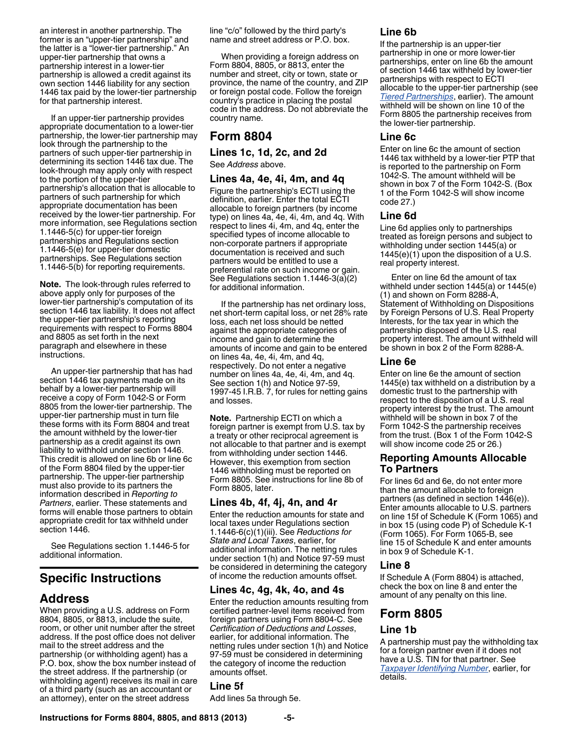an interest in another partnership. The former is an "upper-tier partnership" and the latter is a "lower-tier partnership." An upper-tier partnership that owns a partnership interest in a lower-tier partnership is allowed a credit against its own section 1446 liability for any section 1446 tax paid by the lower-tier partnership for that partnership interest.

If an upper-tier partnership provides appropriate documentation to a lower-tier partnership, the lower-tier partnership may look through the partnership to the partners of such upper-tier partnership in determining its section 1446 tax due. The look-through may apply only with respect to the portion of the upper-tier partnership's allocation that is allocable to partners of such partnership for which appropriate documentation has been received by the lower-tier partnership. For more information, see Regulations section 1.1446-5(c) for upper-tier foreign partnerships and Regulations section 1.1446-5(e) for upper-tier domestic partnerships. See Regulations section 1.1446-5(b) for reporting requirements.

**Note.** The look-through rules referred to above apply only for purposes of the lower-tier partnership's computation of its section 1446 tax liability. It does not affect the upper-tier partnership's reporting requirements with respect to Forms 8804 and 8805 as set forth in the next paragraph and elsewhere in these instructions.

An upper-tier partnership that has had section 1446 tax payments made on its behalf by a lower-tier partnership will receive a copy of Form 1042-S or Form 8805 from the lower-tier partnership. The upper-tier partnership must in turn file these forms with its Form 8804 and treat the amount withheld by the lower-tier partnership as a credit against its own liability to withhold under section 1446. This credit is allowed on line 6b or line 6c of the Form 8804 filed by the upper-tier partnership. The upper-tier partnership must also provide to its partners the information described in *Reporting to Partners*, earlier. These statements and forms will enable those partners to obtain appropriate credit for tax withheld under section 1446.

See Regulations section 1.1446-5 for additional information.

# Specific Instructions

## Address

When providing a U.S. address on Form 8804, 8805, or 8813, include the suite, room, or other unit number after the street address. If the post office does not deliver mail to the street address and the partnership (or withholding agent) has a P.O. box, show the box number instead of the street address. If the partnership (or withholding agent) receives its mail in care of a third party (such as an accountant or an attorney), enter on the street address line "c/o" followed by the third party's name and street address or P.O. box.

When providing a foreign address on Form 8804, 8805, or 8813, enter the number and street, city or town, state or province, the name of the country, and ZIP or foreign postal code. Follow the foreign country's practice in placing the postal code in the address. Do not abbreviate the country name.

## Form 8804

### Lines 1c, 1d, 2c, and 2d

See *Address* above.

### Lines 4a, 4e, 4i, 4m, and 4q

Figure the partnership's ECTI using the definition, earlier. Enter the total ECTI allocable to foreign partners (by income type) on lines 4a, 4e, 4i, 4m, and 4q. With respect to lines 4i, 4m, and 4q, enter the specified types of income allocable to non-corporate partners if appropriate documentation is received and such partners would be entitled to use a preferential rate on such income or gain. See Regulations section 1.1446-3(a)(2) for additional information.

If the partnership has net ordinary loss, net short-term capital loss, or net 28% rate loss, each net loss should be netted against the appropriate categories of income and gain to determine the amounts of income and gain to be entered on lines 4a, 4e, 4i, 4m, and 4q, respectively. Do not enter a negative number on lines 4a, 4e, 4i, 4m, and 4q. See section 1(h) and Notice 97-59, 1997-45 I.R.B. 7, for rules for netting gains and losses.

**Note.** Partnership ECTI on which a foreign partner is exempt from U.S. tax by a treaty or other reciprocal agreement is not allocable to that partner and is exempt from withholding under section 1446. However, this exemption from section 1446 withholding must be reported on Form 8805. See instructions for line 8b of Form 8805, later.

### Lines 4b, 4f, 4j, 4n, and 4r

Enter the reduction amounts for state and local taxes under Regulations section 1.1446-6(c)(1)(iii). See *Reductions for State and Local Taxes*, earlier, for additional information. The netting rules under section 1(h) and Notice 97-59 must be considered in determining the category of income the reduction amounts offset.

### Lines 4c, 4g, 4k, 4o, and 4s

Enter the reduction amounts resulting from certified partner-level items received from foreign partners using Form 8804-C. See *Certification of Deductions and Losses*, earlier, for additional information. The netting rules under section 1(h) and Notice 97-59 must be considered in determining the category of income the reduction amounts offset.

### Line 5f

Add lines 5a through 5e.

### Line 6b

If the partnership is an upper-tier partnership in one or more lower-tier partnerships, enter on line 6b the amount of section 1446 tax withheld by lower-tier partnerships with respect to ECTI allocable to the upper-tier partnership (see *Tiered Partnerships*, earlier). The amount withheld will be shown on line 10 of the Form 8805 the partnership receives from the lower-tier partnership.

### Line 6c

Enter on line 6c the amount of section 1446 tax withheld by a lower-tier PTP that is reported to the partnership on Form 1042-S. The amount withheld will be shown in box 7 of the Form 1042-S. (Box 1 of the Form 1042-S will show income code 27.)

### Line 6d

Line 6d applies only to partnerships treated as foreign persons and subject to withholding under section 1445(a) or 1445(e)(1) upon the disposition of a U.S. real property interest.

Enter on line 6d the amount of tax withheld under section 1445(a) or 1445(e)(1) and shown on Form 8288-A, Statement of Withholding on Dispositions by Foreign Persons of U.S. Real Property Interests, for the tax year in which the partnership disposed of the U.S. real property interest. The amount withheld will be shown in box 2 of the Form 8288-A.

### Line 6e

Enter on line 6e the amount of section 1445(e) tax withheld on a distribution by a domestic trust to the partnership with respect to the disposition of a U.S. real property interest by the trust. The amount withheld will be shown in box 7 of the Form 1042-S the partnership receives from the trust. (Box 1 of the Form 1042-S will show income code 25 or 26.)

### Reporting Amounts Allocable To Partners

For lines 6d and 6e, do not enter more than the amount allocable to foreign partners (as defined in section 1446(e)). Enter amounts allocable to U.S. partners on line 15f of Schedule K (Form 1065) and in box 15 (using code P) of Schedule K-1 (Form 1065). For Form 1065-B, see line 15 of Schedule K and enter amounts in box 9 of Schedule K-1.

### Line 8

If Schedule A (Form 8804) is attached, check the box on line 8 and enter the amount of any penalty on this line.

## Form 8805

### Line 1b

A partnership must pay the withholding tax for a foreign partner even if it does not have a U.S. TIN for that partner. See *Taxpayer Identifying Number*, earlier, for details.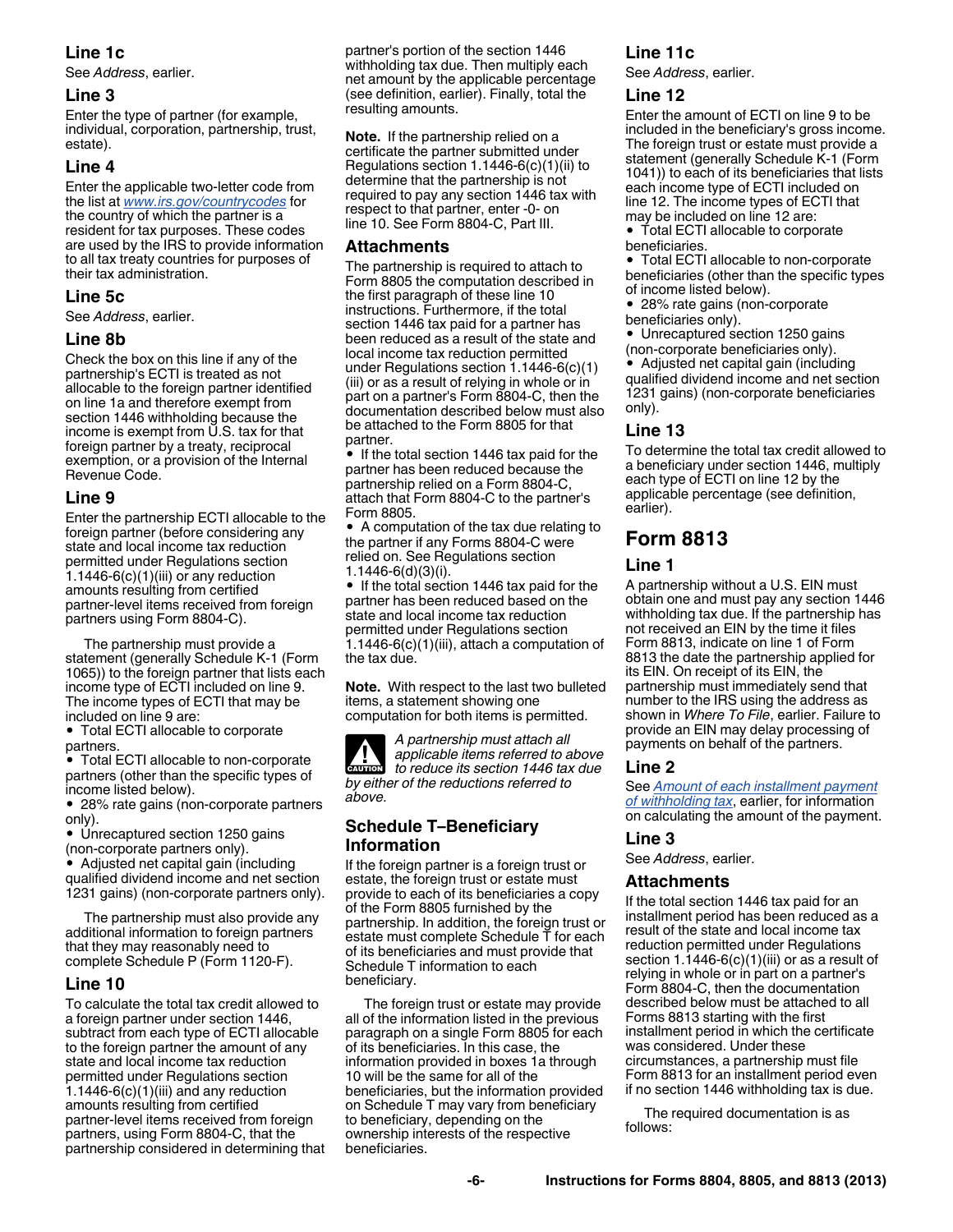### Line 1c

See *Address*, earlier.

### Line 3

Enter the type of partner (for example, individual, corporation, partnership, trust, estate).

### Line 4

Enter the applicable two-letter code from the list at www.irs.gov/countrycodes for the country of which the partner is a resident for tax purposes. These codes are used by the IRS to provide information to all tax treaty countries for purposes of their tax administration.

### Line 5c

See *Address*, earlier.

### Line 8b

Check the box on this line if any of the partnership's ECTI is treated as not allocable to the foreign partner identified on line 1a and therefore exempt from section 1446 withholding because the income is exempt from U.S. tax for that foreign partner by a treaty, reciprocal exemption, or a provision of the Internal Revenue Code.

### Line 9

Enter the partnership ECTI allocable to the foreign partner (before considering any state and local income tax reduction permitted under Regulations section 1.1446-6(c)(1)(iii) or any reduction amounts resulting from certified partner-level items received from foreign partners using Form 8804-C).

The partnership must provide a statement (generally Schedule K-1 (Form 1065)) to the foreign partner that lists each income type of ECTI included on line 9. The income types of ECTI that may be included on line 9 are:

- Total ECTI allocable to corporate partners.
- Total ECTI allocable to non-corporate partners (other than the specific types of income listed below).
- 28% rate gains (non-corporate partners only).
- Unrecaptured section 1250 gains (non-corporate partners only).
- Adjusted net capital gain (including qualified dividend income and net section 1231 gains) (non-corporate partners only).

The partnership must also provide any additional information to foreign partners that they may reasonably need to complete Schedule P (Form 1120-F).

### Line 10

To calculate the total tax credit allowed to a foreign partner under section 1446, subtract from each type of ECTI allocable to the foreign partner the amount of any state and local income tax reduction permitted under Regulations section 1.1446-6(c)(1)(iii) and any reduction amounts resulting from certified partner-level items received from foreign partners, using Form 8804-C, that the partnership considered in determining that partner's portion of the section 1446 withholding tax due. Then multiply each net amount by the applicable percentage (see definition, earlier). Finally, total the resulting amounts.

**Note.** If the partnership relied on a certificate the partner submitted under Regulations section 1.1446-6(c)(1)(ii) to determine that the partnership is not required to pay any section 1446 tax with respect to that partner, enter -0- on line 10. See Form 8804-C, Part III.

### Attachments

The partnership is required to attach to Form 8805 the computation described in the first paragraph of these line 10 instructions. Furthermore, if the total section 1446 tax paid for a partner has been reduced as a result of the state and local income tax reduction permitted under Regulations section 1.1446-6(c)(1)(iii) or as a result of relying in whole or in part on a partner's Form 8804-C, then the documentation described below must also be attached to the Form 8805 for that partner.

- If the total section 1446 tax paid for the partner has been reduced because the partnership relied on a Form 8804-C, attach that Form 8804-C to the partner's Form 8805.
- A computation of the tax due relating to the partner if any Forms 8804-C were relied on. See Regulations section 1.1446-6(d)(3)(i).
- If the total section 1446 tax paid for the partner has been reduced based on the state and local income tax reduction permitted under Regulations section 1.1446-6(c)(1)(iii), attach a computation of the tax due.

**Note.** With respect to the last two bulleted items, a statement showing one computation for both items is permitted.

**CAUTION:** *A partnership must attach all applicable items referred to above to reduce its section 1446 tax due by either of the reductions referred to above.*

### Schedule T–Beneficiary Information

If the foreign partner is a foreign trust or estate, the foreign trust or estate must provide to each of its beneficiaries a copy of the Form 8805 furnished by the partnership. In addition, the foreign trust or estate must complete Schedule T for each of its beneficiaries and must provide that Schedule T information to each beneficiary.

The foreign trust or estate may provide all of the information listed in the previous paragraph on a single Form 8805 for each of its beneficiaries. In this case, the information provided in boxes 1a through 10 will be the same for all of the beneficiaries, but the information provided on Schedule T may vary from beneficiary to beneficiary, depending on the ownership interests of the respective beneficiaries.

### Line 11c

See *Address*, earlier.

### Line 12

Enter the amount of ECTI on line 9 to be included in the beneficiary's gross income. The foreign trust or estate must provide a statement (generally Schedule K-1 (Form 1041)) to each of its beneficiaries that lists each income type of ECTI included on line 12. The income types of ECTI that may be included on line 12 are:

- Total ECTI allocable to corporate beneficiaries.
- Total ECTI allocable to non-corporate beneficiaries (other than the specific types of income listed below).
- 28% rate gains (non-corporate beneficiaries only).
- Unrecaptured section 1250 gains (non-corporate beneficiaries only).
- Adjusted net capital gain (including qualified dividend income and net section 1231 gains) (non-corporate beneficiaries only).

### Line 13

To determine the total tax credit allowed to a beneficiary under section 1446, multiply each type of ECTI on line 12 by the applicable percentage (see definition, earlier).

## Form 8813

### Line 1

A partnership without a U.S. EIN must obtain one and must pay any section 1446 withholding tax due. If the partnership has not received an EIN by the time it files Form 8813, indicate on line 1 of Form 8813 the date the partnership applied for its EIN. On receipt of its EIN, the partnership must immediately send that number to the IRS using the address as shown in *Where To File*, earlier. Failure to provide an EIN may delay processing of payments on behalf of the partners.

### Line 2

See *Amount of each installment payment of withholding tax*, earlier, for information on calculating the amount of the payment.

### Line 3

See *Address*, earlier.

### Attachments

If the total section 1446 tax paid for an installment period has been reduced as a result of the state and local income tax reduction permitted under Regulations section 1.1446-6(c)(1)(iii) or as a result of relying in whole or in part on a partner's Form 8804-C, then the documentation described below must be attached to all Forms 8813 starting with the first installment period in which the certificate was considered. Under these circumstances, a partnership must file Form 8813 for an installment period even if no section 1446 withholding tax is due.

The required documentation is as follows: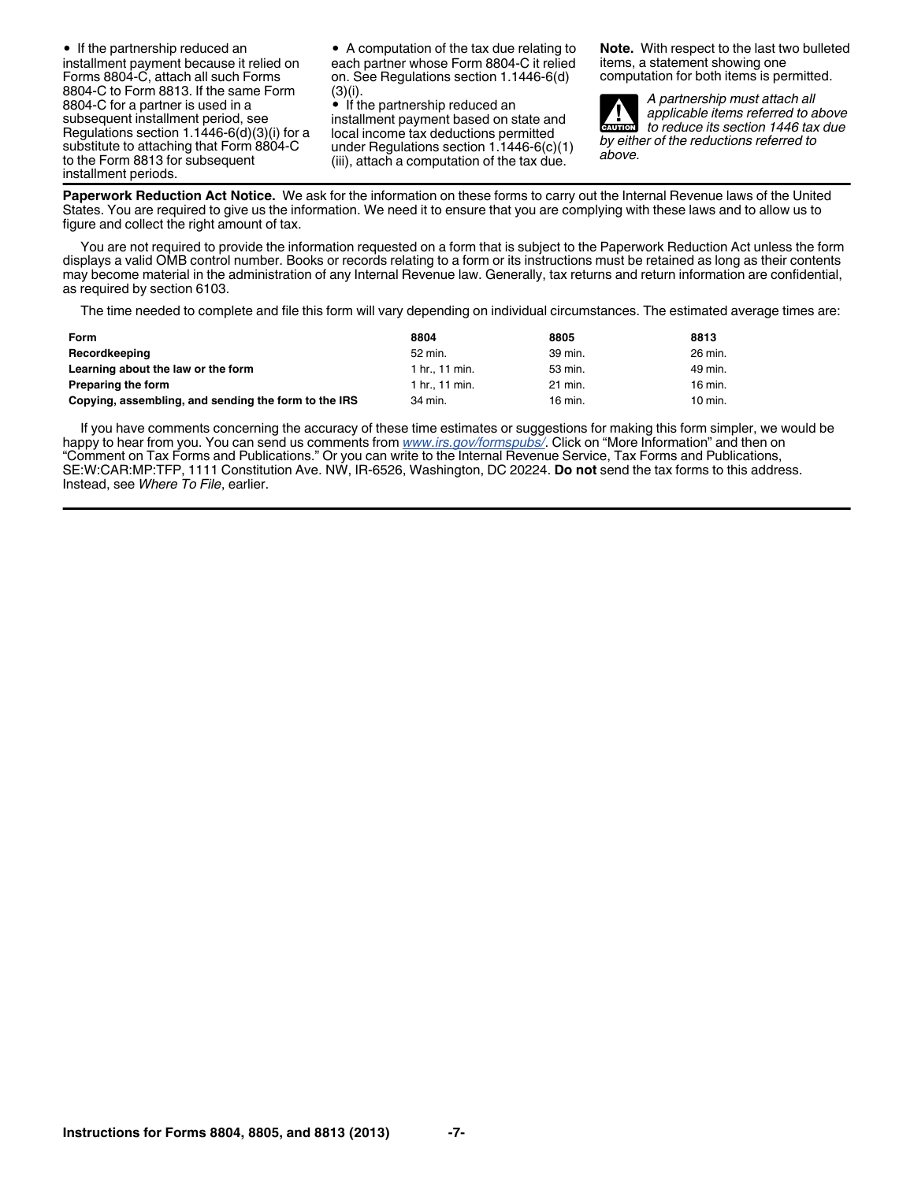- If the partnership reduced an installment payment because it relied on Forms 8804-C, attach all such Forms 8804-C to Form 8813. If the same Form 8804-C for a partner is used in a subsequent installment period, see Regulations section 1.1446-6(d)(3)(i) for a substitute to attaching that Form 8804-C to the Form 8813 for subsequent installment periods.
- A computation of the tax due relating to each partner whose Form 8804-C it relied on. See Regulations section 1.1446-6(d)(3)(i).
- If the partnership reduced an installment payment based on state and local income tax deductions permitted under Regulations section 1.1446-6(c)(1)(iii), attach a computation of the tax due.

**Note.** With respect to the last two bulleted items, a statement showing one computation for both items is permitted.

CAUTION: *A partnership must attach all applicable items referred to above to reduce its section 1446 tax due by either of the reductions referred to above.*

**Paperwork Reduction Act Notice.** We ask for the information on these forms to carry out the Internal Revenue laws of the United States. You are required to give us the information. We need it to ensure that you are complying with these laws and to allow us to figure and collect the right amount of tax.

You are not required to provide the information requested on a form that is subject to the Paperwork Reduction Act unless the form displays a valid OMB control number. Books or records relating to a form or its instructions must be retained as long as their contents may become material in the administration of any Internal Revenue law. Generally, tax returns and return information are confidential, as required by section 6103.

The time needed to complete and file this form will vary depending on individual circumstances. The estimated average times are:

| **Form** | **8804** | **8805** | **8813** |
|---|---|---|---|
| **Recordkeeping** | 52 min. | 39 min. | 26 min. |
| **Learning about the law or the form** | 1 hr., 11 min. | 53 min. | 49 min. |
| **Preparing the form** | 1 hr., 11 min. | 21 min. | 16 min. |
| **Copying, assembling, and sending the form to the IRS** | 34 min. | 16 min. | 10 min. |

If you have comments concerning the accuracy of these time estimates or suggestions for making this form simpler, we would be happy to hear from you. You can send us comments from www.irs.gov/formspubs/. Click on "More Information" and then on "Comment on Tax Forms and Publications." Or you can write to the Internal Revenue Service, Tax Forms and Publications, SE:W:CAR:MP:TFP, 1111 Constitution Ave. NW, IR-6526, Washington, DC 20224. **Do not** send the tax forms to this address. Instead, see *Where To File*, earlier.